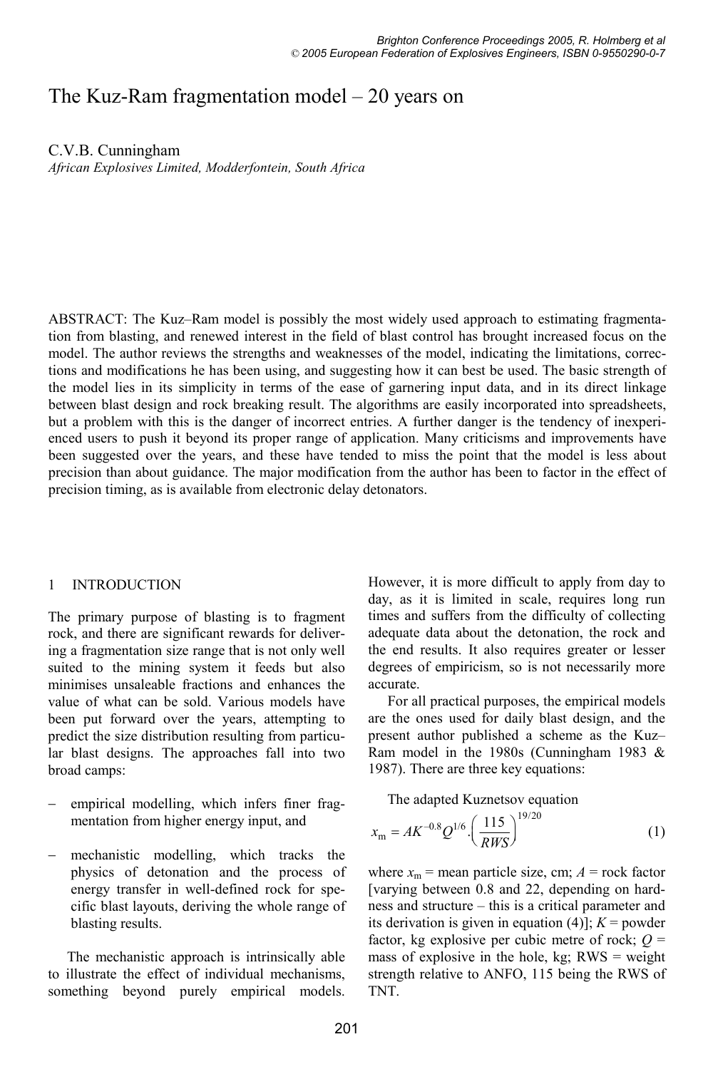# The Kuz-Ram fragmentation model – 20 years on

C.V.B. Cunningham

*African Explosives Limited, Modderfontein, South Africa*

ABSTRACT: The Kuz–Ram model is possibly the most widely used approach to estimating fragmentation from blasting, and renewed interest in the field of blast control has brought increased focus on the model. The author reviews the strengths and weaknesses of the model, indicating the limitations, corrections and modifications he has been using, and suggesting how it can best be used. The basic strength of the model lies in its simplicity in terms of the ease of garnering input data, and in its direct linkage between blast design and rock breaking result. The algorithms are easily incorporated into spreadsheets, but a problem with this is the danger of incorrect entries. A further danger is the tendency of inexperienced users to push it beyond its proper range of application. Many criticisms and improvements have been suggested over the years, and these have tended to miss the point that the model is less about precision than about guidance. The major modification from the author has been to factor in the effect of precision timing, as is available from electronic delay detonators.

## 1 INTRODUCTION

The primary purpose of blasting is to fragment rock, and there are significant rewards for delivering a fragmentation size range that is not only well suited to the mining system it feeds but also minimises unsaleable fractions and enhances the value of what can be sold. Various models have been put forward over the years, attempting to predict the size distribution resulting from particular blast designs. The approaches fall into two broad camps:

- empirical modelling, which infers finer fragmentation from higher energy input, and
- mechanistic modelling, which tracks the physics of detonation and the process of energy transfer in well-defined rock for specific blast layouts, deriving the whole range of blasting results.

The mechanistic approach is intrinsically able to illustrate the effect of individual mechanisms, something beyond purely empirical models. However, it is more difficult to apply from day to day, as it is limited in scale, requires long run times and suffers from the difficulty of collecting adequate data about the detonation, the rock and the end results. It also requires greater or lesser degrees of empiricism, so is not necessarily more accurate.

For all practical purposes, the empirical models are the ones used for daily blast design, and the present author published a scheme as the Kuz–Ram model in the 1980s (Cunningham 1983 & 1987). There are three key equations:

The adapted Kuznetsov equation

$$x_m = AK^{-0.8}Q^{1/6}.\left(\frac{115}{RWS}\right)^{19/20} \tag{1}$$

where $x_m$ = mean particle size, cm; $A$ = rock factor [varying between 0.8 and 22, depending on hardness and structure – this is a critical parameter and its derivation is given in equation (4)]; $K$ = powder factor, kg explosive per cubic metre of rock; $Q$ = mass of explosive in the hole, kg; RWS = weight strength relative to ANFO, 115 being the RWS of TNT.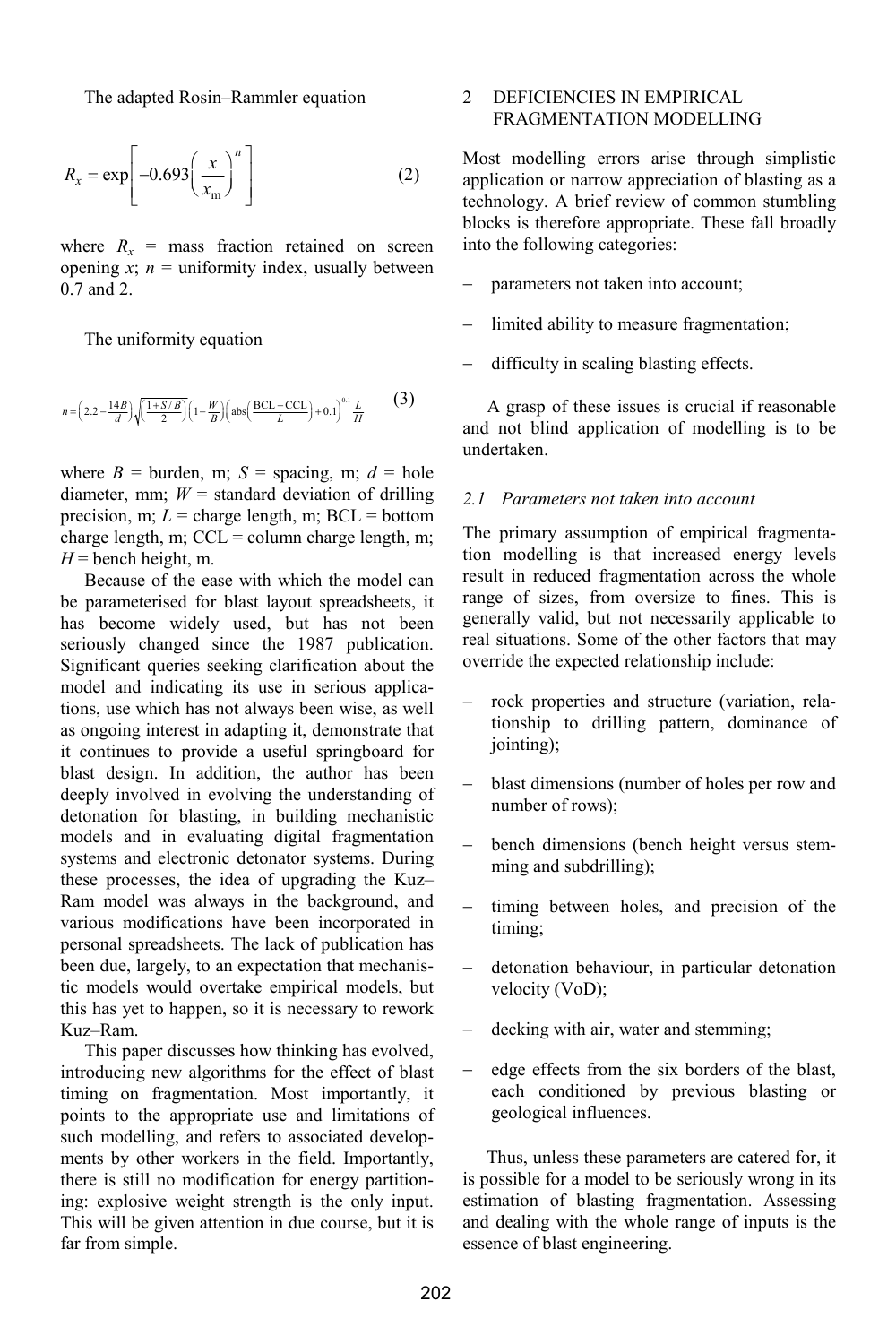The adapted Rosin–Rammler equation

$$R_x = \exp\left[-0.693\left(\frac{x}{x_{\mathrm{m}}}\right)^n\right] \tag{2}$$

where $R_x$ = mass fraction retained on screen opening $x$; $n$ = uniformity index, usually between 0.7 and 2.

The uniformity equation

$$n = \left(2.2 - \frac{14B}{d}\right)\sqrt{\left(\frac{1+S/B}{2}\right)}\left(1-\frac{W}{B}\right)\left(\mathrm{abs}\left(\frac{\mathrm{BCL}-\mathrm{CCL}}{L}\right)+0.1\right)^{0.1}\frac{L}{H} \tag{3}$$

where $B$ = burden, m; $S$ = spacing, m; $d$ = hole diameter, mm; $W$ = standard deviation of drilling precision, m; $L$ = charge length, m; BCL = bottom charge length, m; CCL = column charge length, m; $H$ = bench height, m.

Because of the ease with which the model can be parameterised for blast layout spreadsheets, it has become widely used, but has not been seriously changed since the 1987 publication. Significant queries seeking clarification about the model and indicating its use in serious applications, use which has not always been wise, as well as ongoing interest in adapting it, demonstrate that it continues to provide a useful springboard for blast design. In addition, the author has been deeply involved in evolving the understanding of detonation for blasting, in building mechanistic models and in evaluating digital fragmentation systems and electronic detonator systems. During these processes, the idea of upgrading the Kuz–Ram model was always in the background, and various modifications have been incorporated in personal spreadsheets. The lack of publication has been due, largely, to an expectation that mechanistic models would overtake empirical models, but this has yet to happen, so it is necessary to rework Kuz–Ram.

This paper discusses how thinking has evolved, introducing new algorithms for the effect of blast timing on fragmentation. Most importantly, it points to the appropriate use and limitations of such modelling, and refers to associated developments by other workers in the field. Importantly, there is still no modification for energy partitioning: explosive weight strength is the only input. This will be given attention in due course, but it is far from simple.

## 2 DEFICIENCIES IN EMPIRICAL FRAGMENTATION MODELLING

Most modelling errors arise through simplistic application or narrow appreciation of blasting as a technology. A brief review of common stumbling blocks is therefore appropriate. These fall broadly into the following categories:

- parameters not taken into account;
- limited ability to measure fragmentation;
- difficulty in scaling blasting effects.

A grasp of these issues is crucial if reasonable and not blind application of modelling is to be undertaken.

### *2.1 Parameters not taken into account*

The primary assumption of empirical fragmentation modelling is that increased energy levels result in reduced fragmentation across the whole range of sizes, from oversize to fines. This is generally valid, but not necessarily applicable to real situations. Some of the other factors that may override the expected relationship include:

- rock properties and structure (variation, relationship to drilling pattern, dominance of jointing);
- blast dimensions (number of holes per row and number of rows);
- bench dimensions (bench height versus stemming and subdrilling);
- timing between holes, and precision of the timing;
- detonation behaviour, in particular detonation velocity (VoD);
- decking with air, water and stemming;
- edge effects from the six borders of the blast, each conditioned by previous blasting or geological influences.

Thus, unless these parameters are catered for, it is possible for a model to be seriously wrong in its estimation of blasting fragmentation. Assessing and dealing with the whole range of inputs is the essence of blast engineering.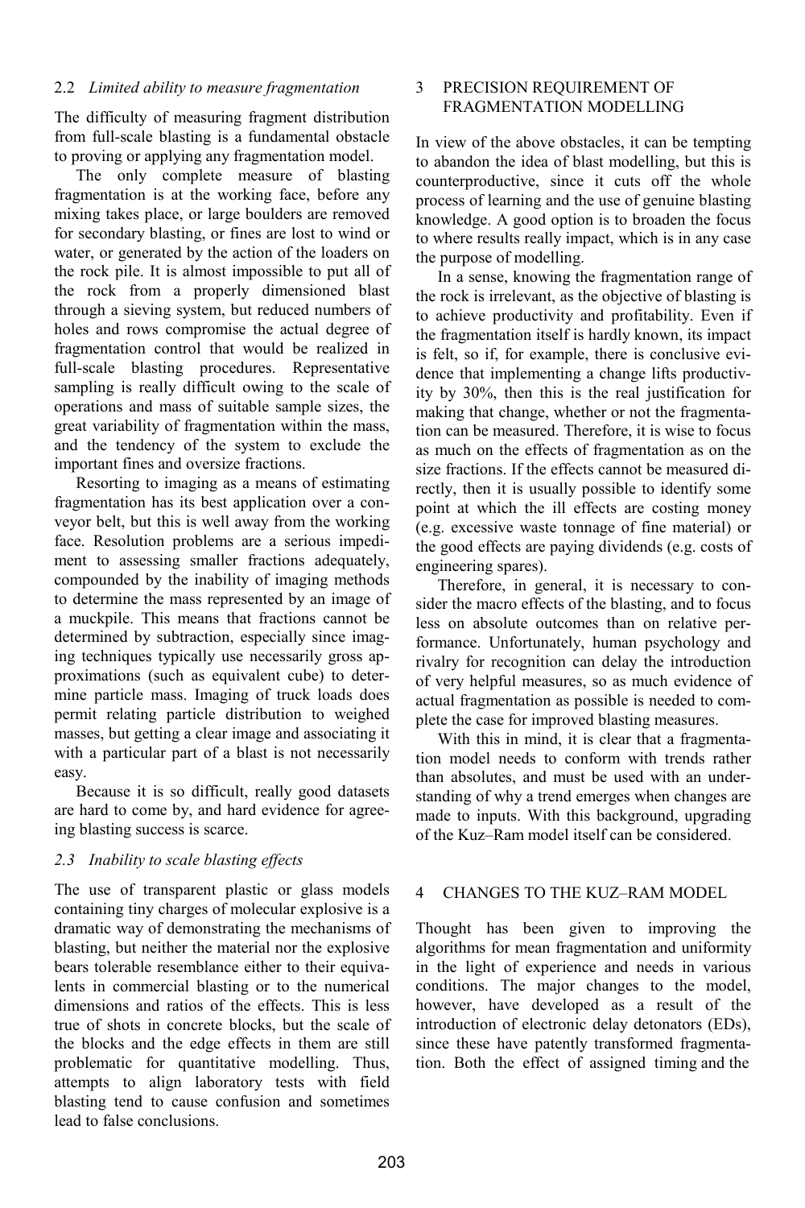### 2.2 *Limited ability to measure fragmentation*

The difficulty of measuring fragment distribution from full-scale blasting is a fundamental obstacle to proving or applying any fragmentation model.

The only complete measure of blasting fragmentation is at the working face, before any mixing takes place, or large boulders are removed for secondary blasting, or fines are lost to wind or water, or generated by the action of the loaders on the rock pile. It is almost impossible to put all of the rock from a properly dimensioned blast through a sieving system, but reduced numbers of holes and rows compromise the actual degree of fragmentation control that would be realized in full-scale blasting procedures. Representative sampling is really difficult owing to the scale of operations and mass of suitable sample sizes, the great variability of fragmentation within the mass, and the tendency of the system to exclude the important fines and oversize fractions.

Resorting to imaging as a means of estimating fragmentation has its best application over a conveyor belt, but this is well away from the working face. Resolution problems are a serious impediment to assessing smaller fractions adequately, compounded by the inability of imaging methods to determine the mass represented by an image of a muckpile. This means that fractions cannot be determined by subtraction, especially since imaging techniques typically use necessarily gross approximations (such as equivalent cube) to determine particle mass. Imaging of truck loads does permit relating particle distribution to weighed masses, but getting a clear image and associating it with a particular part of a blast is not necessarily easy.

Because it is so difficult, really good datasets are hard to come by, and hard evidence for agreeing blasting success is scarce.

### 2.3 *Inability to scale blasting effects*

The use of transparent plastic or glass models containing tiny charges of molecular explosive is a dramatic way of demonstrating the mechanisms of blasting, but neither the material nor the explosive bears tolerable resemblance either to their equivalents in commercial blasting or to the numerical dimensions and ratios of the effects. This is less true of shots in concrete blocks, but the scale of the blocks and the edge effects in them are still problematic for quantitative modelling. Thus, attempts to align laboratory tests with field blasting tend to cause confusion and sometimes lead to false conclusions.

## 3 PRECISION REQUIREMENT OF FRAGMENTATION MODELLING

In view of the above obstacles, it can be tempting to abandon the idea of blast modelling, but this is counterproductive, since it cuts off the whole process of learning and the use of genuine blasting knowledge. A good option is to broaden the focus to where results really impact, which is in any case the purpose of modelling.

In a sense, knowing the fragmentation range of the rock is irrelevant, as the objective of blasting is to achieve productivity and profitability. Even if the fragmentation itself is hardly known, its impact is felt, so if, for example, there is conclusive evidence that implementing a change lifts productivity by 30%, then this is the real justification for making that change, whether or not the fragmentation can be measured. Therefore, it is wise to focus as much on the effects of fragmentation as on the size fractions. If the effects cannot be measured directly, then it is usually possible to identify some point at which the ill effects are costing money (e.g. excessive waste tonnage of fine material) or the good effects are paying dividends (e.g. costs of engineering spares).

Therefore, in general, it is necessary to consider the macro effects of the blasting, and to focus less on absolute outcomes than on relative performance. Unfortunately, human psychology and rivalry for recognition can delay the introduction of very helpful measures, so as much evidence of actual fragmentation as possible is needed to complete the case for improved blasting measures.

With this in mind, it is clear that a fragmentation model needs to conform with trends rather than absolutes, and must be used with an understanding of why a trend emerges when changes are made to inputs. With this background, upgrading of the Kuz–Ram model itself can be considered.

## 4 CHANGES TO THE KUZ–RAM MODEL

Thought has been given to improving the algorithms for mean fragmentation and uniformity in the light of experience and needs in various conditions. The major changes to the model, however, have developed as a result of the introduction of electronic delay detonators (EDs), since these have patently transformed fragmentation. Both the effect of assigned timing and the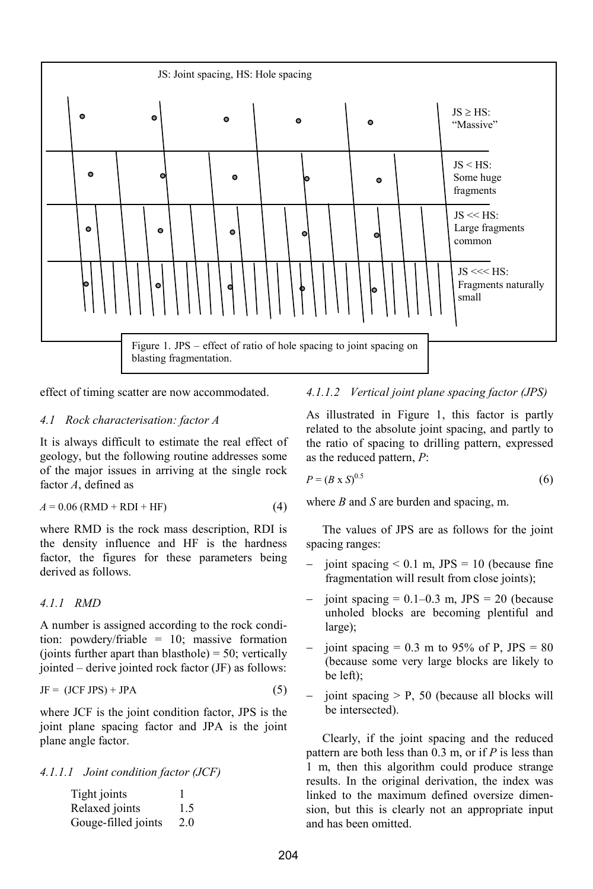JS: Joint spacing, HS: Hole spacing

JS ≥ HS: "Massive"

JS < HS: Some huge fragments

JS << HS: Large fragments common

JS <<< HS: Fragments naturally small

Figure 1. JPS – effect of ratio of hole spacing to joint spacing on blasting fragmentation.

effect of timing scatter are now accommodated.

#### 4.1 Rock characterisation: factor A

It is always difficult to estimate the real effect of geology, but the following routine addresses some of the major issues in arriving at the single rock factor $A$, defined as

$$A = 0.06\ (\text{RMD} + \text{RDI} + \text{HF}) \tag{4}$$

where RMD is the rock mass description, RDI is the density influence and HF is the hardness factor, the figures for these parameters being derived as follows.

##### 4.1.1 RMD

A number is assigned according to the rock condition: powdery/friable = 10; massive formation (joints further apart than blasthole) = 50; vertically jointed – derive jointed rock factor (JF) as follows:

$$\text{JF} = (\text{JCF JPS}) + \text{JPA} \tag{5}$$

where JCF is the joint condition factor, JPS is the joint plane spacing factor and JPA is the joint plane angle factor.

###### 4.1.1.1 Joint condition factor (JCF)

| | |
|---|---|
| Tight joints | 1 |
| Relaxed joints | 1.5 |
| Gouge-filled joints | 2.0 |

###### 4.1.1.2 Vertical joint plane spacing factor (JPS)

As illustrated in Figure 1, this factor is partly related to the absolute joint spacing, and partly to the ratio of spacing to drilling pattern, expressed as the reduced pattern, $P$:

$$P = (B \times S)^{0.5} \tag{6}$$

where $B$ and $S$ are burden and spacing, m.

The values of JPS are as follows for the joint spacing ranges:

- joint spacing < 0.1 m, JPS = 10 (because fine fragmentation will result from close joints);
- joint spacing = 0.1–0.3 m, JPS = 20 (because unholed blocks are becoming plentiful and large);
- joint spacing = 0.3 m to 95% of P, JPS = 80 (because some very large blocks are likely to be left);
- joint spacing > P, 50 (because all blocks will be intersected).

Clearly, if the joint spacing and the reduced pattern are both less than 0.3 m, or if $P$ is less than 1 m, then this algorithm could produce strange results. In the original derivation, the index was linked to the maximum defined oversize dimension, but this is clearly not an appropriate input and has been omitted.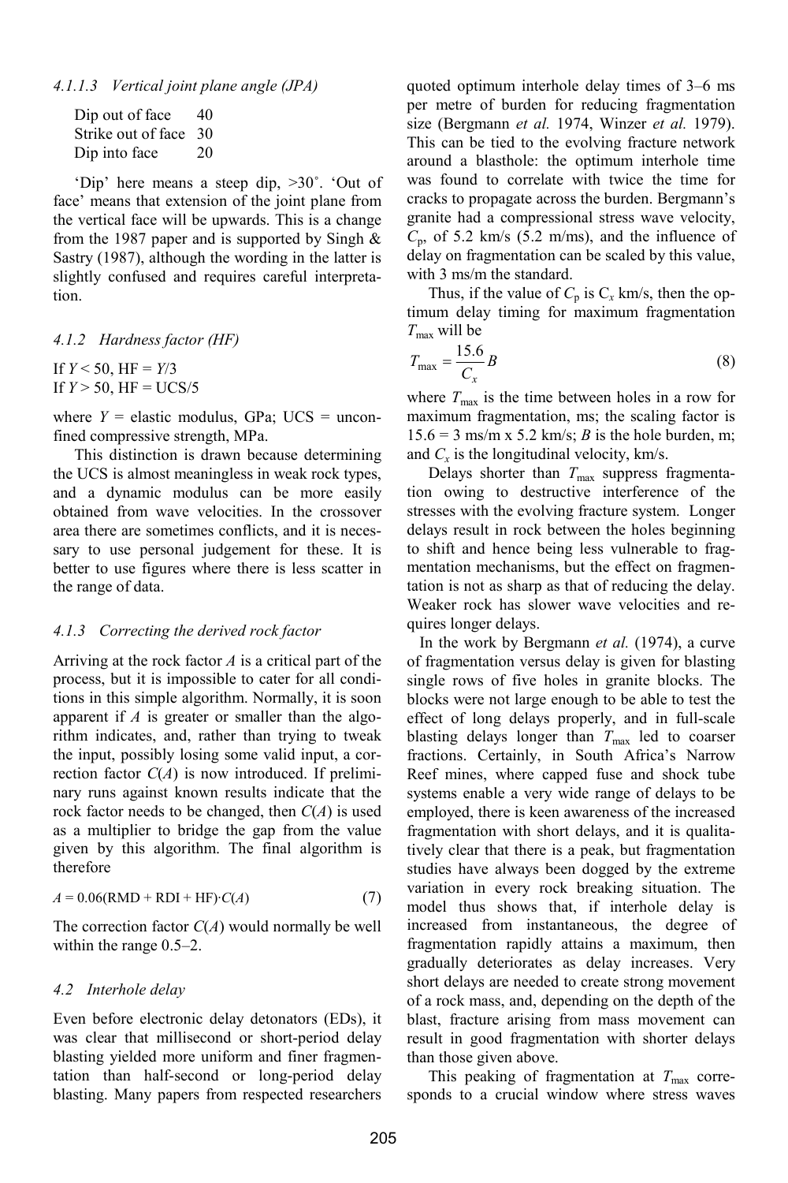#### 4.1.1.3 Vertical joint plane angle (JPA)

| | |
|---|---|
| Dip out of face | 40 |
| Strike out of face | 30 |
| Dip into face | 20 |

'Dip' here means a steep dip, >30˚. 'Out of face' means that extension of the joint plane from the vertical face will be upwards. This is a change from the 1987 paper and is supported by Singh & Sastry (1987), although the wording in the latter is slightly confused and requires careful interpretation.

### 4.1.2 Hardness factor (HF)

If $Y < 50$, HF = $Y/3$
If $Y > 50$, HF = UCS/5

where $Y$ = elastic modulus, GPa; UCS = unconfined compressive strength, MPa.

This distinction is drawn because determining the UCS is almost meaningless in weak rock types, and a dynamic modulus can be more easily obtained from wave velocities. In the crossover area there are sometimes conflicts, and it is necessary to use personal judgement for these. It is better to use figures where there is less scatter in the range of data.

### 4.1.3 Correcting the derived rock factor

Arriving at the rock factor $A$ is a critical part of the process, but it is impossible to cater for all conditions in this simple algorithm. Normally, it is soon apparent if $A$ is greater or smaller than the algorithm indicates, and, rather than trying to tweak the input, possibly losing some valid input, a correction factor $C(A)$ is now introduced. If preliminary runs against known results indicate that the rock factor needs to be changed, then $C(A)$ is used as a multiplier to bridge the gap from the value given by this algorithm. The final algorithm is therefore

$$A = 0.06(\text{RMD} + \text{RDI} + \text{HF})\cdot C(A) \tag{7}$$

The correction factor $C(A)$ would normally be well within the range 0.5–2.

## 4.2 Interhole delay

Even before electronic delay detonators (EDs), it was clear that millisecond or short-period delay blasting yielded more uniform and finer fragmentation than half-second or long-period delay blasting. Many papers from respected researchers quoted optimum interhole delay times of 3–6 ms per metre of burden for reducing fragmentation size (Bergmann *et al.* 1974, Winzer *et al.* 1979). This can be tied to the evolving fracture network around a blasthole: the optimum interhole time was found to correlate with twice the time for cracks to propagate across the burden. Bergmann's granite had a compressional stress wave velocity, $C_p$, of 5.2 km/s (5.2 m/ms), and the influence of delay on fragmentation can be scaled by this value, with 3 ms/m the standard.

Thus, if the value of $C_p$ is $C_x$ km/s, then the optimum delay timing for maximum fragmentation $T_{max}$ will be

$$T_{max} = \frac{15.6}{C_x}B \tag{8}$$

where $T_{max}$ is the time between holes in a row for maximum fragmentation, ms; the scaling factor is 15.6 = 3 ms/m x 5.2 km/s; $B$ is the hole burden, m; and $C_x$ is the longitudinal velocity, km/s.

Delays shorter than $T_{max}$ suppress fragmentation owing to destructive interference of the stresses with the evolving fracture system. Longer delays result in rock between the holes beginning to shift and hence being less vulnerable to fragmentation mechanisms, but the effect on fragmentation is not as sharp as that of reducing the delay. Weaker rock has slower wave velocities and requires longer delays.

In the work by Bergmann *et al.* (1974), a curve of fragmentation versus delay is given for blasting single rows of five holes in granite blocks. The blocks were not large enough to be able to test the effect of long delays properly, and in full-scale blasting delays longer than $T_{max}$ led to coarser fractions. Certainly, in South Africa's Narrow Reef mines, where capped fuse and shock tube systems enable a very wide range of delays to be employed, there is keen awareness of the increased fragmentation with short delays, and it is qualitatively clear that there is a peak, but fragmentation studies have always been dogged by the extreme variation in every rock breaking situation. The model thus shows that, if interhole delay is increased from instantaneous, the degree of fragmentation rapidly attains a maximum, then gradually deteriorates as delay increases. Very short delays are needed to create strong movement of a rock mass, and, depending on the depth of the blast, fracture arising from mass movement can result in good fragmentation with shorter delays than those given above.

This peaking of fragmentation at $T_{max}$ corresponds to a crucial window where stress waves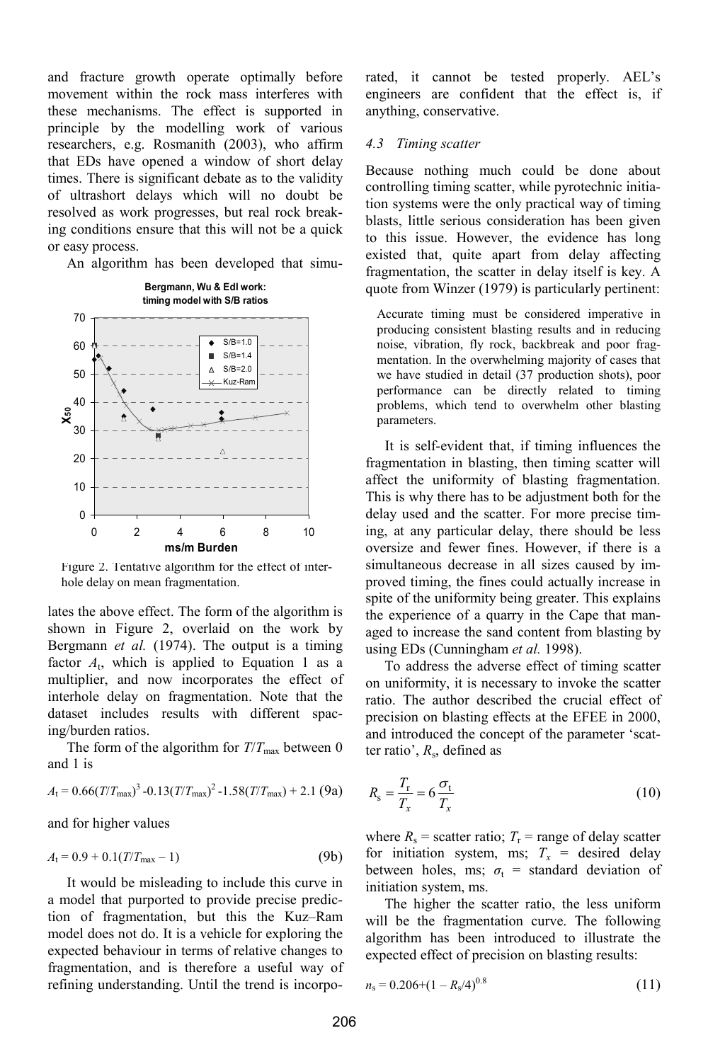and fracture growth operate optimally before movement within the rock mass interferes with these mechanisms. The effect is supported in principle by the modelling work of various researchers, e.g. Rosmanith (2003), who affirm that EDs have opened a window of short delay times. There is significant debate as to the validity of ultrashort delays which will no doubt be resolved as work progresses, but real rock breaking conditions ensure that this will not be a quick or easy process.

An algorithm has been developed that simulates the above effect. The form of the algorithm is shown in Figure 2, overlaid on the work by Bergmann *et al.* (1974). The output is a timing factor $A_t$, which is applied to Equation 1 as a multiplier, and now incorporates the effect of interhole delay on fragmentation. Note that the dataset includes results with different spacing/burden ratios.

Figure 2. Tentative algorithm for the effect of interhole delay on mean fragmentation.

The form of the algorithm for $T/T_{max}$ between 0 and 1 is

$$A_t = 0.66(T/T_{max})^3 - 0.13(T/T_{max})^2 - 1.58(T/T_{max}) + 2.1 \quad (9a)$$

and for higher values

$$A_t = 0.9 + 0.1(T/T_{max} - 1) \quad (9b)$$

It would be misleading to include this curve in a model that purported to provide precise prediction of fragmentation, but this the Kuz–Ram model does not do. It is a vehicle for exploring the expected behaviour in terms of relative changes to fragmentation, and is therefore a useful way of refining understanding. Until the trend is incorporated, it cannot be tested properly. AEL's engineers are confident that the effect is, if anything, conservative.

### 4.3 Timing scatter

Because nothing much could be done about controlling timing scatter, while pyrotechnic initiation systems were the only practical way of timing blasts, little serious consideration has been given to this issue. However, the evidence has long existed that, quite apart from delay affecting fragmentation, the scatter in delay itself is key. A quote from Winzer (1979) is particularly pertinent:

> Accurate timing must be considered imperative in producing consistent blasting results and in reducing noise, vibration, fly rock, backbreak and poor fragmentation. In the overwhelming majority of cases that we have studied in detail (37 production shots), poor performance can be directly related to timing problems, which tend to overwhelm other blasting parameters.

It is self-evident that, if timing influences the fragmentation in blasting, then timing scatter will affect the uniformity of blasting fragmentation. This is why there has to be adjustment both for the delay used and the scatter. For more precise timing, at any particular delay, there should be less oversize and fewer fines. However, if there is a simultaneous decrease in all sizes caused by improved timing, the fines could actually increase in spite of the uniformity being greater. This explains the experience of a quarry in the Cape that managed to increase the sand content from blasting by using EDs (Cunningham *et al.* 1998).

To address the adverse effect of timing scatter on uniformity, it is necessary to invoke the scatter ratio. The author described the crucial effect of precision on blasting effects at the EFEE in 2000, and introduced the concept of the parameter 'scatter ratio', $R_s$, defined as

$$R_s = \frac{T_r}{T_x} = 6\frac{\sigma_t}{T_x} \quad (10)$$

where $R_s$ = scatter ratio; $T_r$ = range of delay scatter for initiation system, ms; $T_x$ = desired delay between holes, ms; $\sigma_t$ = standard deviation of initiation system, ms.

The higher the scatter ratio, the less uniform will be the fragmentation curve. The following algorithm has been introduced to illustrate the expected effect of precision on blasting results:

$$n_s = 0.206 + (1 - R_s/4)^{0.8} \quad (11)$$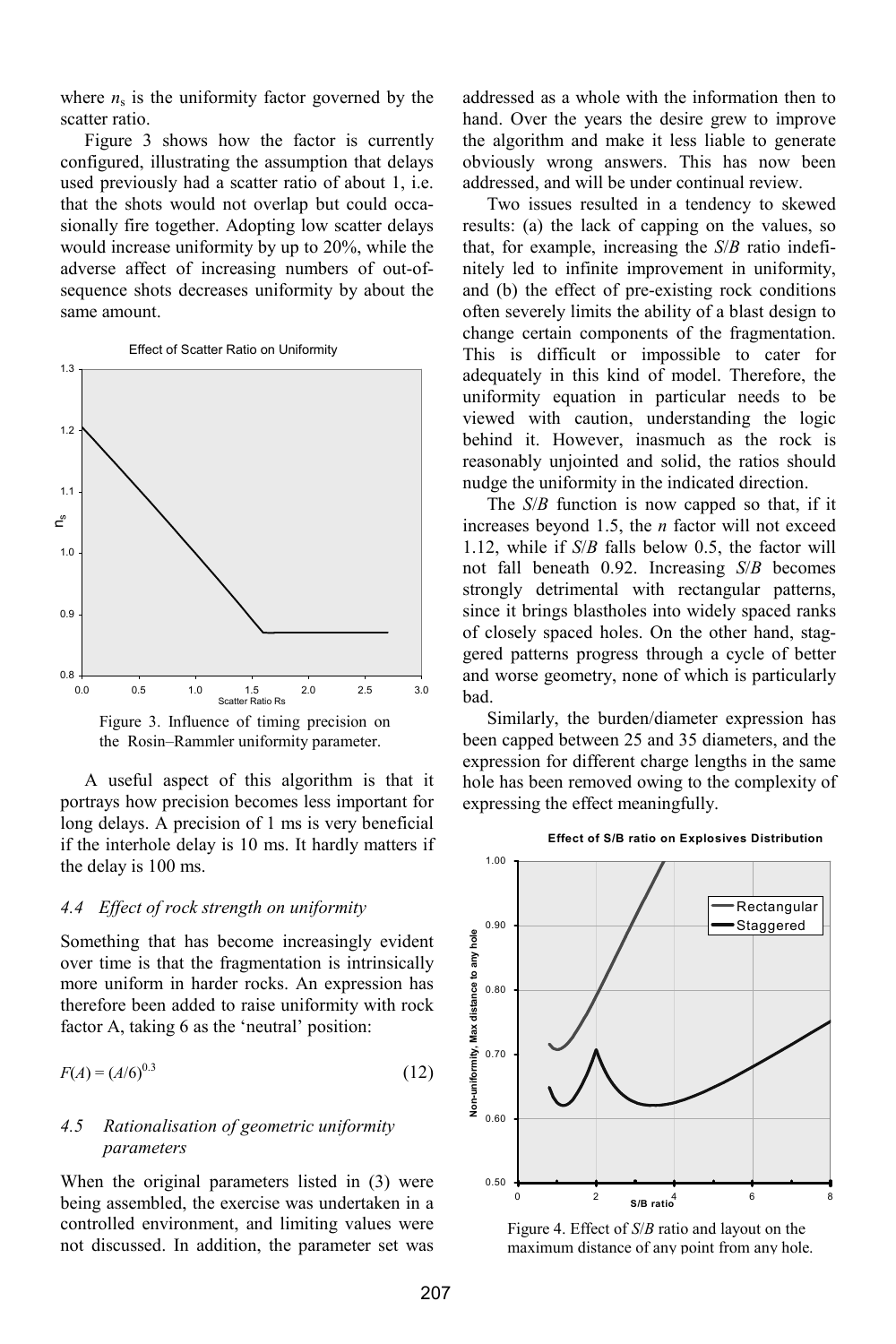where $n_s$ is the uniformity factor governed by the scatter ratio.

Figure 3 shows how the factor is currently configured, illustrating the assumption that delays used previously had a scatter ratio of about 1, i.e. that the shots would not overlap but could occasionally fire together. Adopting low scatter delays would increase uniformity by up to 20%, while the adverse affect of increasing numbers of out-of-sequence shots decreases uniformity by about the same amount.

Figure 3. Influence of timing precision on the Rosin–Rammler uniformity parameter.

A useful aspect of this algorithm is that it portrays how precision becomes less important for long delays. A precision of 1 ms is very beneficial if the interhole delay is 10 ms. It hardly matters if the delay is 100 ms.

### *4.4 Effect of rock strength on uniformity*

Something that has become increasingly evident over time is that the fragmentation is intrinsically more uniform in harder rocks. An expression has therefore been added to raise uniformity with rock factor A, taking 6 as the 'neutral' position:

$$F(A) = (A/6)^{0.3} \tag{12}$$

### *4.5 Rationalisation of geometric uniformity parameters*

When the original parameters listed in (3) were being assembled, the exercise was undertaken in a controlled environment, and limiting values were not discussed. In addition, the parameter set was addressed as a whole with the information then to hand. Over the years the desire grew to improve the algorithm and make it less liable to generate obviously wrong answers. This has now been addressed, and will be under continual review.

Two issues resulted in a tendency to skewed results: (a) the lack of capping on the values, so that, for example, increasing the $S/B$ ratio indefinitely led to infinite improvement in uniformity, and (b) the effect of pre-existing rock conditions often severely limits the ability of a blast design to change certain components of the fragmentation. This is difficult or impossible to cater for adequately in this kind of model. Therefore, the uniformity equation in particular needs to be viewed with caution, understanding the logic behind it. However, inasmuch as the rock is reasonably unjointed and solid, the ratios should nudge the uniformity in the indicated direction.

The $S/B$ function is now capped so that, if it increases beyond 1.5, the $n$ factor will not exceed 1.12, while if $S/B$ falls below 0.5, the factor will not fall beneath 0.92. Increasing $S/B$ becomes strongly detrimental with rectangular patterns, since it brings blastholes into widely spaced ranks of closely spaced holes. On the other hand, staggered patterns progress through a cycle of better and worse geometry, none of which is particularly bad.

Similarly, the burden/diameter expression has been capped between 25 and 35 diameters, and the expression for different charge lengths in the same hole has been removed owing to the complexity of expressing the effect meaningfully.

Figure 4. Effect of $S/B$ ratio and layout on the maximum distance of any point from any hole.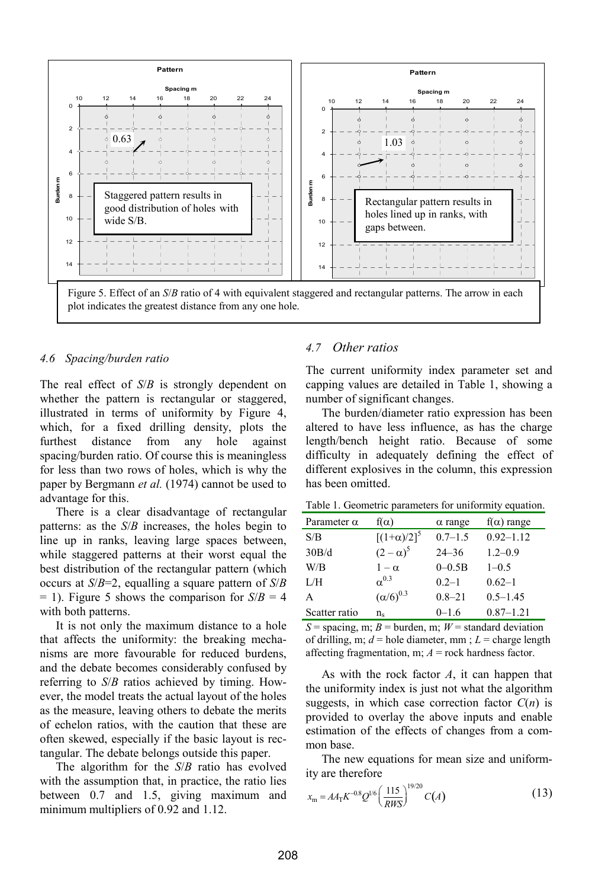Figure 5. Effect of an $S/B$ ratio of 4 with equivalent staggered and rectangular patterns. The arrow in each plot indicates the greatest distance from any one hole.

### 4.6 Spacing/burden ratio

The real effect of $S/B$ is strongly dependent on whether the pattern is rectangular or staggered, illustrated in terms of uniformity by Figure 4, which, for a fixed drilling density, plots the furthest distance from any hole against spacing/burden ratio. Of course this is meaningless for less than two rows of holes, which is why the paper by Bergmann *et al.* (1974) cannot be used to advantage for this.

There is a clear disadvantage of rectangular patterns: as the $S/B$ increases, the holes begin to line up in ranks, leaving large spaces between, while staggered patterns at their worst equal the best distribution of the rectangular pattern (which occurs at $S/B$=2, equalling a square pattern of $S/B$ = 1). Figure 5 shows the comparison for $S/B$ = 4 with both patterns.

It is not only the maximum distance to a hole that affects the uniformity: the breaking mechanisms are more favourable for reduced burdens, and the debate becomes considerably confused by referring to $S/B$ ratios achieved by timing. However, the model treats the actual layout of the holes as the measure, leaving others to debate the merits of echelon ratios, with the caution that these are often skewed, especially if the basic layout is rectangular. The debate belongs outside this paper.

The algorithm for the $S/B$ ratio has evolved with the assumption that, in practice, the ratio lies between 0.7 and 1.5, giving maximum and minimum multipliers of 0.92 and 1.12.

### 4.7 Other ratios

The current uniformity index parameter set and capping values are detailed in Table 1, showing a number of significant changes.

The burden/diameter ratio expression has been altered to have less influence, as has the charge length/bench height ratio. Because of some difficulty in adequately defining the effect of different explosives in the column, this expression has been omitted.

Table 1. Geometric parameters for uniformity equation.

| Parameter $\alpha$ | $f(\alpha)$ | $\alpha$ range | $f(\alpha)$ range |
|---|---|---|---|
| S/B | $[(1+\alpha)/2]^5$ | 0.7–1.5 | 0.92–1.12 |
| 30B/d | $(2-\alpha)^5$ | 24–36 | 1.2–0.9 |
| W/B | $1-\alpha$ | 0–0.5B | 1–0.5 |
| L/H | $\alpha^{0.3}$ | 0.2–1 | 0.62–1 |
| A | $(\alpha/6)^{0.3}$ | 0.8–21 | 0.5–1.45 |
| Scatter ratio | $n_s$ | 0–1.6 | 0.87–1.21 |

$S$ = spacing, m; $B$ = burden, m; $W$ = standard deviation of drilling, m; $d$ = hole diameter, mm ; $L$ = charge length affecting fragmentation, m; $A$ = rock hardness factor.

As with the rock factor $A$, it can happen that the uniformity index is just not what the algorithm suggests, in which case correction factor $C(n)$ is provided to overlay the above inputs and enable estimation of the effects of changes from a common base.

The new equations for mean size and uniformity are therefore

$$x_m = AA_T K^{-0.8} Q^{1/6} \left(\frac{115}{RWS}\right)^{19/20} C(A) \tag{13}$$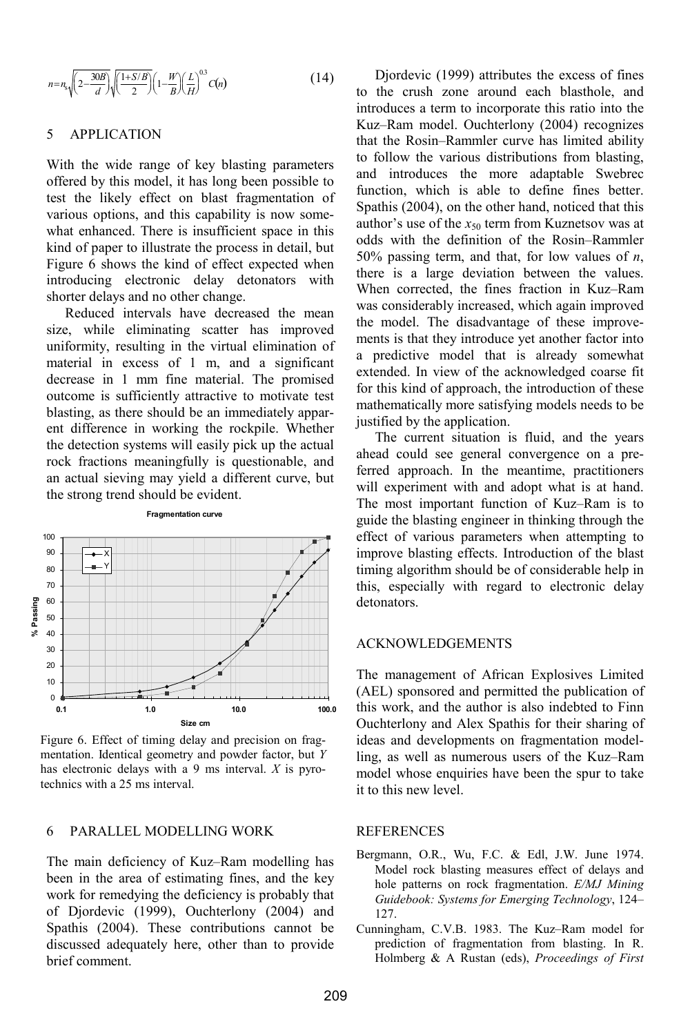$$n = n_s \sqrt{\left(2 - \frac{30B}{d}\right)} \sqrt{\left(\frac{1 + S/B}{2}\right)} \left(1 - \frac{W}{B}\right) \left(\frac{L}{H}\right)^{0.3} C(n) \tag{14}$$

## 5 APPLICATION

With the wide range of key blasting parameters offered by this model, it has long been possible to test the likely effect on blast fragmentation of various options, and this capability is now somewhat enhanced. There is insufficient space in this kind of paper to illustrate the process in detail, but Figure 6 shows the kind of effect expected when introducing electronic delay detonators with shorter delays and no other change.

Reduced intervals have decreased the mean size, while eliminating scatter has improved uniformity, resulting in the virtual elimination of material in excess of 1 m, and a significant decrease in 1 mm fine material. The promised outcome is sufficiently attractive to motivate test blasting, as there should be an immediately apparent difference in working the rockpile. Whether the detection systems will easily pick up the actual rock fractions meaningfully is questionable, and an actual sieving may yield a different curve, but the strong trend should be evident.

Figure 6. Effect of timing delay and precision on fragmentation. Identical geometry and powder factor, but *Y* has electronic delays with a 9 ms interval. *X* is pyrotechnics with a 25 ms interval.

## 6 PARALLEL MODELLING WORK

The main deficiency of Kuz–Ram modelling has been in the area of estimating fines, and the key work for remedying the deficiency is probably that of Djordevic (1999), Ouchterlony (2004) and Spathis (2004). These contributions cannot be discussed adequately here, other than to provide brief comment.

Djordevic (1999) attributes the excess of fines to the crush zone around each blasthole, and introduces a term to incorporate this ratio into the Kuz–Ram model. Ouchterlony (2004) recognizes that the Rosin–Rammler curve has limited ability to follow the various distributions from blasting, and introduces the more adaptable Swebrec function, which is able to define fines better. Spathis (2004), on the other hand, noticed that this author's use of the $x_{50}$ term from Kuznetsov was at odds with the definition of the Rosin–Rammler 50% passing term, and that, for low values of $n$, there is a large deviation between the values. When corrected, the fines fraction in Kuz–Ram was considerably increased, which again improved the model. The disadvantage of these improvements is that they introduce yet another factor into a predictive model that is already somewhat extended. In view of the acknowledged coarse fit for this kind of approach, the introduction of these mathematically more satisfying models needs to be justified by the application.

The current situation is fluid, and the years ahead could see general convergence on a preferred approach. In the meantime, practitioners will experiment with and adopt what is at hand. The most important function of Kuz–Ram is to guide the blasting engineer in thinking through the effect of various parameters when attempting to improve blasting effects. Introduction of the blast timing algorithm should be of considerable help in this, especially with regard to electronic delay detonators.

## ACKNOWLEDGEMENTS

The management of African Explosives Limited (AEL) sponsored and permitted the publication of this work, and the author is also indebted to Finn Ouchterlony and Alex Spathis for their sharing of ideas and developments on fragmentation modelling, as well as numerous users of the Kuz–Ram model whose enquiries have been the spur to take it to this new level.

## REFERENCES

Bergmann, O.R., Wu, F.C. & Edl, J.W. June 1974. Model rock blasting measures effect of delays and hole patterns on rock fragmentation. *E/MJ Mining Guidebook: Systems for Emerging Technology*, 124–127.

Cunningham, C.V.B. 1983. The Kuz–Ram model for prediction of fragmentation from blasting. In R. Holmberg & A Rustan (eds), *Proceedings of First*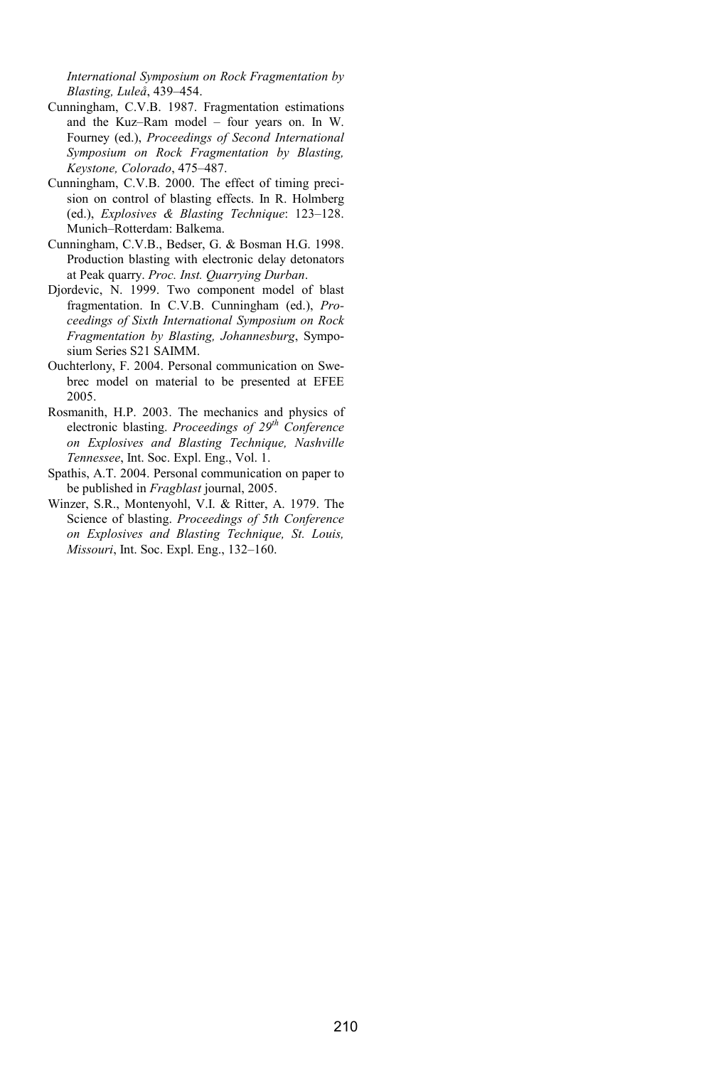*International Symposium on Rock Fragmentation by Blasting, Luleå*, 439–454.

Cunningham, C.V.B. 1987. Fragmentation estimations and the Kuz–Ram model – four years on. In W. Fourney (ed.), *Proceedings of Second International Symposium on Rock Fragmentation by Blasting, Keystone, Colorado*, 475–487.

Cunningham, C.V.B. 2000. The effect of timing precision on control of blasting effects. In R. Holmberg (ed.), *Explosives & Blasting Technique*: 123–128. Munich–Rotterdam: Balkema.

Cunningham, C.V.B., Bedser, G. & Bosman H.G. 1998. Production blasting with electronic delay detonators at Peak quarry. *Proc. Inst. Quarrying Durban*.

Djordevic, N. 1999. Two component model of blast fragmentation. In C.V.B. Cunningham (ed.), *Proceedings of Sixth International Symposium on Rock Fragmentation by Blasting, Johannesburg*, Symposium Series S21 SAIMM.

Ouchterlony, F. 2004. Personal communication on Swebrec model on material to be presented at EFEE 2005.

Rosmanith, H.P. 2003. The mechanics and physics of electronic blasting. *Proceedings of 29th Conference on Explosives and Blasting Technique, Nashville Tennessee*, Int. Soc. Expl. Eng., Vol. 1.

Spathis, A.T. 2004. Personal communication on paper to be published in *Fragblast* journal, 2005.

Winzer, S.R., Montenyohl, V.I. & Ritter, A. 1979. The Science of blasting. *Proceedings of 5th Conference on Explosives and Blasting Technique, St. Louis, Missouri*, Int. Soc. Expl. Eng., 132–160.